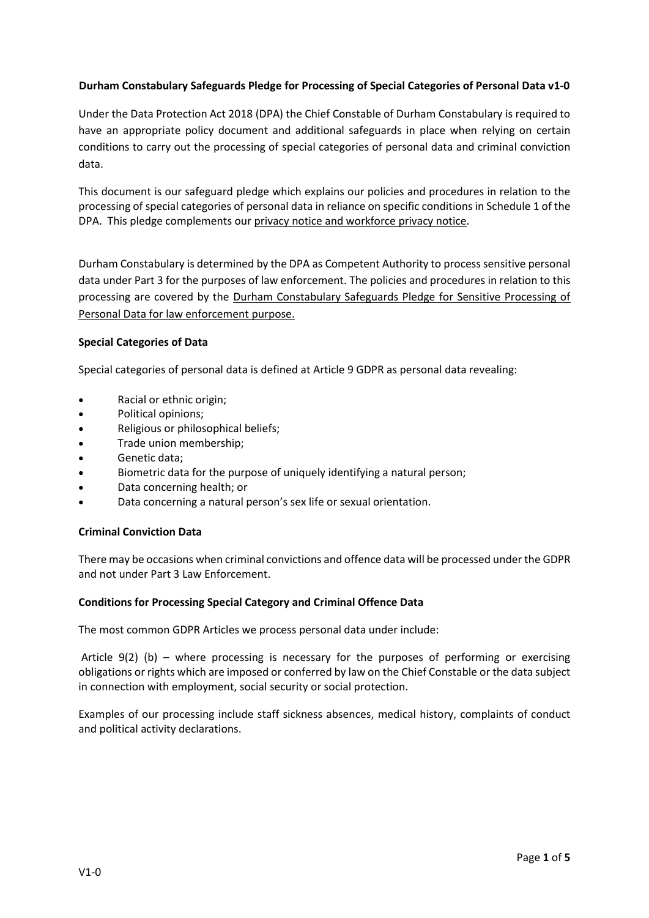**Durham Constabulary Safeguards Pledge for Processing of Special Categories of Personal Data v1-0**

Under the Data Protection Act 2018 (DPA) the Chief Constable of Durham Constabulary is required to have an appropriate policy document and additional safeguards in place when relying on certain conditions to carry out the processing of special categories of personal data and criminal conviction data.

This document is our safeguard pledge which explains our policies and procedures in relation to the processing of special categories of personal data in reliance on specific conditions in Schedule 1 of the DPA. This pledge complements our privacy notice and workforce privacy notice.

Durham Constabulary is determined by the DPA as Competent Authority to process sensitive personal data under Part 3 for the purposes of law enforcement. The policies and procedures in relation to this processing are covered by the Durham Constabulary Safeguards Pledge for Sensitive Processing of Personal Data for law enforcement purpose.

**Special Categories of Data**

Special categories of personal data is defined at Article 9 GDPR as personal data revealing:

- Racial or ethnic origin;
- Political opinions;
- Religious or philosophical beliefs;
- Trade union membership;
- Genetic data;
- Biometric data for the purpose of uniquely identifying a natural person;
- Data concerning health; or
- Data concerning a natural person's sex life or sexual orientation.

**Criminal Conviction Data**

There may be occasions when criminal convictions and offence data will be processed under the GDPR and not under Part 3 Law Enforcement.

**Conditions for Processing Special Category and Criminal Offence Data**

The most common GDPR Articles we process personal data under include:

Article 9(2) (b) – where processing is necessary for the purposes of performing or exercising obligations or rights which are imposed or conferred by law on the Chief Constable or the data subject in connection with employment, social security or social protection.

Examples of our processing include staff sickness absences, medical history, complaints of conduct and political activity declarations.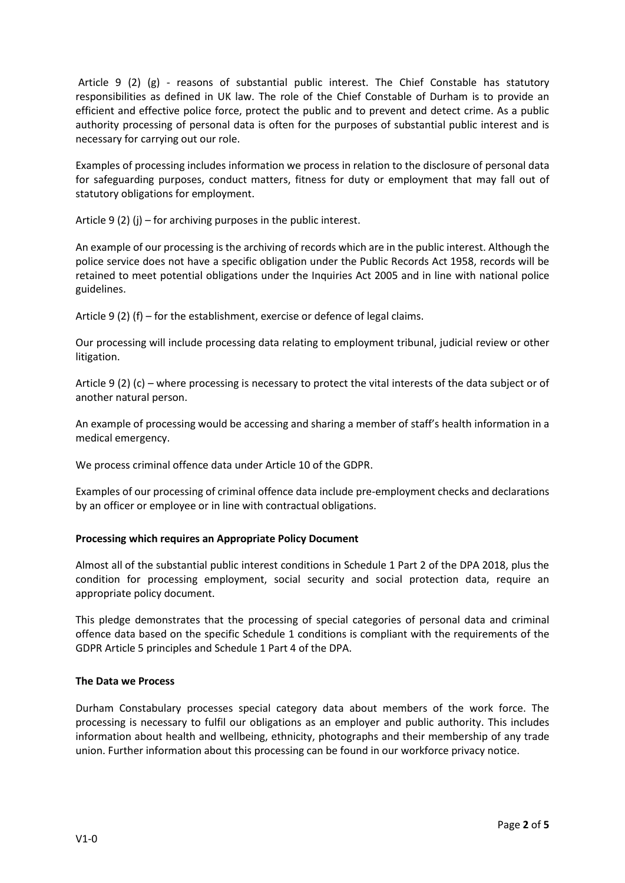Article 9 (2) (g) - reasons of substantial public interest. The Chief Constable has statutory responsibilities as defined in UK law. The role of the Chief Constable of Durham is to provide an efficient and effective police force, protect the public and to prevent and detect crime. As a public authority processing of personal data is often for the purposes of substantial public interest and is necessary for carrying out our role.

Examples of processing includes information we process in relation to the disclosure of personal data for safeguarding purposes, conduct matters, fitness for duty or employment that may fall out of statutory obligations for employment.

Article 9 (2) (j) – for archiving purposes in the public interest.

An example of our processing is the archiving of records which are in the public interest. Although the police service does not have a specific obligation under the Public Records Act 1958, records will be retained to meet potential obligations under the Inquiries Act 2005 and in line with national police guidelines.

Article 9 (2) (f) – for the establishment, exercise or defence of legal claims.

Our processing will include processing data relating to employment tribunal, judicial review or other litigation.

Article 9 (2) (c) – where processing is necessary to protect the vital interests of the data subject or of another natural person.

An example of processing would be accessing and sharing a member of staff's health information in a medical emergency.

We process criminal offence data under Article 10 of the GDPR.

Examples of our processing of criminal offence data include pre-employment checks and declarations by an officer or employee or in line with contractual obligations.

**Processing which requires an Appropriate Policy Document**

Almost all of the substantial public interest conditions in Schedule 1 Part 2 of the DPA 2018, plus the condition for processing employment, social security and social protection data, require an appropriate policy document.

This pledge demonstrates that the processing of special categories of personal data and criminal offence data based on the specific Schedule 1 conditions is compliant with the requirements of the GDPR Article 5 principles and Schedule 1 Part 4 of the DPA.

**The Data we Process**

Durham Constabulary processes special category data about members of the work force. The processing is necessary to fulfil our obligations as an employer and public authority. This includes information about health and wellbeing, ethnicity, photographs and their membership of any trade union. Further information about this processing can be found in our workforce privacy notice.

V1-0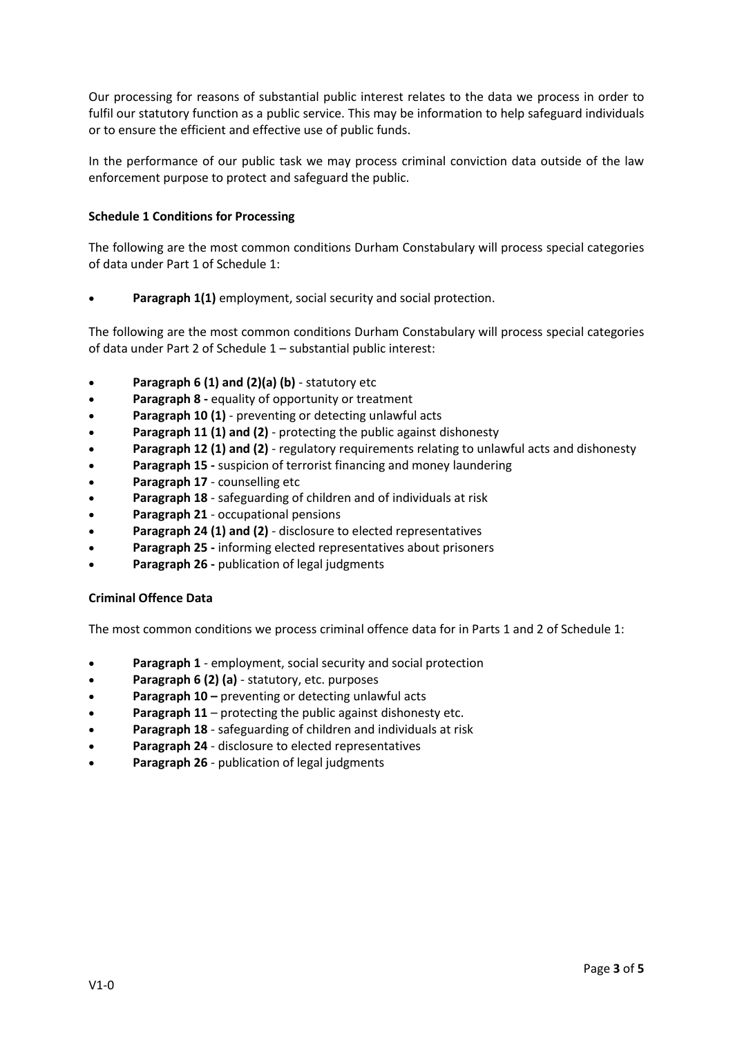Our processing for reasons of substantial public interest relates to the data we process in order to fulfil our statutory function as a public service. This may be information to help safeguard individuals or to ensure the efficient and effective use of public funds.

In the performance of our public task we may process criminal conviction data outside of the law enforcement purpose to protect and safeguard the public.

**Schedule 1 Conditions for Processing**

The following are the most common conditions Durham Constabulary will process special categories of data under Part 1 of Schedule 1:

- **Paragraph 1(1)** employment, social security and social protection.

The following are the most common conditions Durham Constabulary will process special categories of data under Part 2 of Schedule 1 – substantial public interest:

- **Paragraph 6 (1) and (2)(a) (b)** - statutory etc
- **Paragraph 8 -** equality of opportunity or treatment
- **Paragraph 10 (1)** - preventing or detecting unlawful acts
- **Paragraph 11 (1) and (2)** - protecting the public against dishonesty
- **Paragraph 12 (1) and (2)** - regulatory requirements relating to unlawful acts and dishonesty
- **Paragraph 15 -** suspicion of terrorist financing and money laundering
- **Paragraph 17** - counselling etc
- **Paragraph 18** - safeguarding of children and of individuals at risk
- **Paragraph 21** - occupational pensions
- **Paragraph 24 (1) and (2)** - disclosure to elected representatives
- **Paragraph 25 -** informing elected representatives about prisoners
- **Paragraph 26 -** publication of legal judgments

**Criminal Offence Data**

The most common conditions we process criminal offence data for in Parts 1 and 2 of Schedule 1:

- **Paragraph 1** - employment, social security and social protection
- **Paragraph 6 (2) (a)** - statutory, etc. purposes
- **Paragraph 10 –** preventing or detecting unlawful acts
- **Paragraph 11** – protecting the public against dishonesty etc.
- **Paragraph 18** - safeguarding of children and individuals at risk
- **Paragraph 24** - disclosure to elected representatives
- **Paragraph 26** - publication of legal judgments

V1-0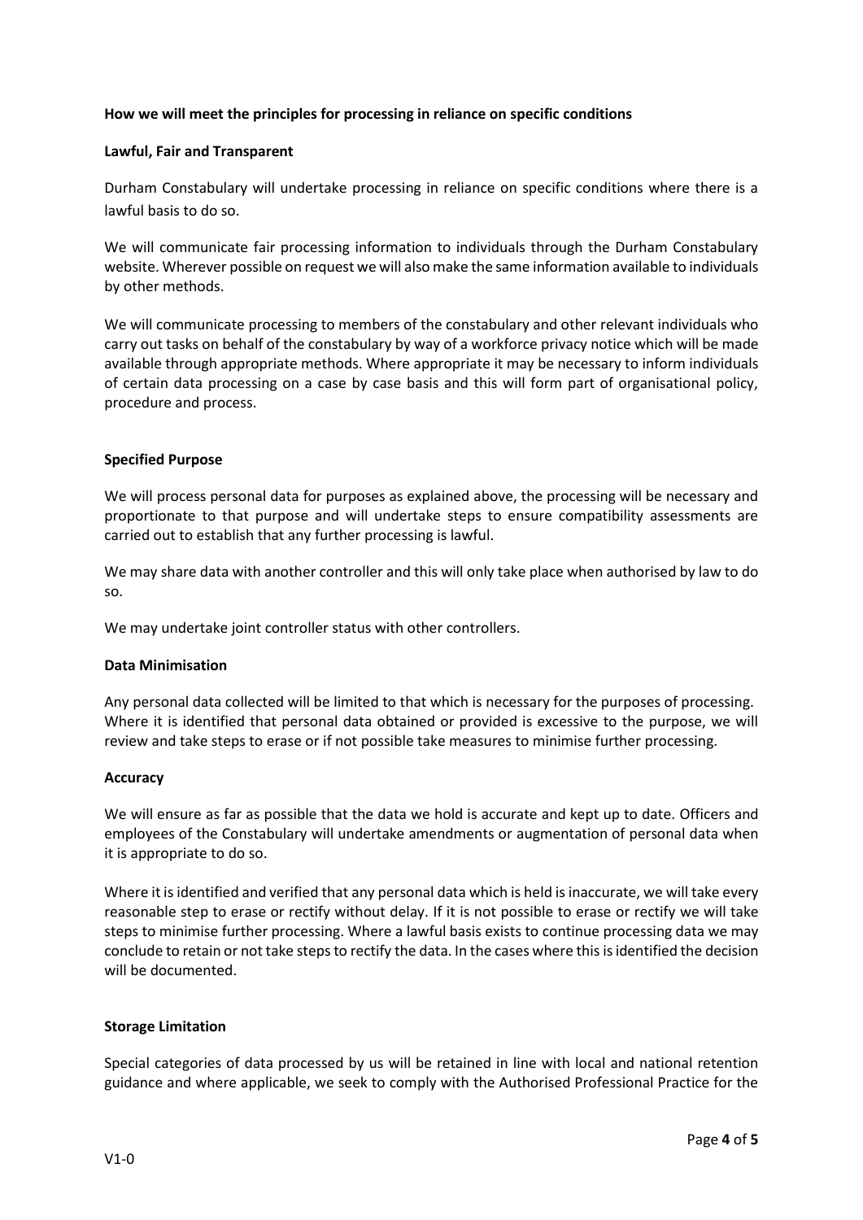**How we will meet the principles for processing in reliance on specific conditions**

**Lawful, Fair and Transparent**

Durham Constabulary will undertake processing in reliance on specific conditions where there is a lawful basis to do so.

We will communicate fair processing information to individuals through the Durham Constabulary website. Wherever possible on request we will also make the same information available to individuals by other methods.

We will communicate processing to members of the constabulary and other relevant individuals who carry out tasks on behalf of the constabulary by way of a workforce privacy notice which will be made available through appropriate methods. Where appropriate it may be necessary to inform individuals of certain data processing on a case by case basis and this will form part of organisational policy, procedure and process.

**Specified Purpose**

We will process personal data for purposes as explained above, the processing will be necessary and proportionate to that purpose and will undertake steps to ensure compatibility assessments are carried out to establish that any further processing is lawful.

We may share data with another controller and this will only take place when authorised by law to do so.

We may undertake joint controller status with other controllers.

**Data Minimisation**

Any personal data collected will be limited to that which is necessary for the purposes of processing. Where it is identified that personal data obtained or provided is excessive to the purpose, we will review and take steps to erase or if not possible take measures to minimise further processing.

**Accuracy**

We will ensure as far as possible that the data we hold is accurate and kept up to date. Officers and employees of the Constabulary will undertake amendments or augmentation of personal data when it is appropriate to do so.

Where it is identified and verified that any personal data which is held is inaccurate, we will take every reasonable step to erase or rectify without delay. If it is not possible to erase or rectify we will take steps to minimise further processing. Where a lawful basis exists to continue processing data we may conclude to retain or not take steps to rectify the data. In the cases where this is identified the decision will be documented.

**Storage Limitation**

Special categories of data processed by us will be retained in line with local and national retention guidance and where applicable, we seek to comply with the Authorised Professional Practice for the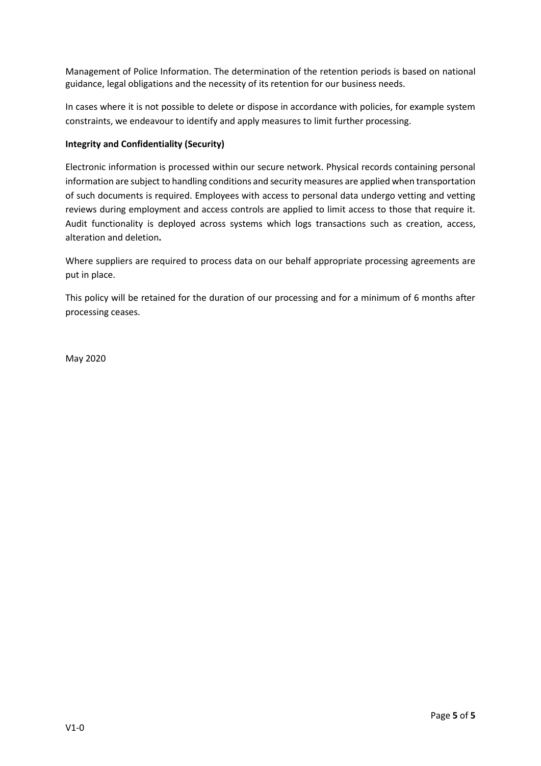Management of Police Information. The determination of the retention periods is based on national guidance, legal obligations and the necessity of its retention for our business needs.

In cases where it is not possible to delete or dispose in accordance with policies, for example system constraints, we endeavour to identify and apply measures to limit further processing.

**Integrity and Confidentiality (Security)**

Electronic information is processed within our secure network. Physical records containing personal information are subject to handling conditions and security measures are applied when transportation of such documents is required. Employees with access to personal data undergo vetting and vetting reviews during employment and access controls are applied to limit access to those that require it. Audit functionality is deployed across systems which logs transactions such as creation, access, alteration and deletion**.**

Where suppliers are required to process data on our behalf appropriate processing agreements are put in place.

This policy will be retained for the duration of our processing and for a minimum of 6 months after processing ceases.

May 2020

V1-0